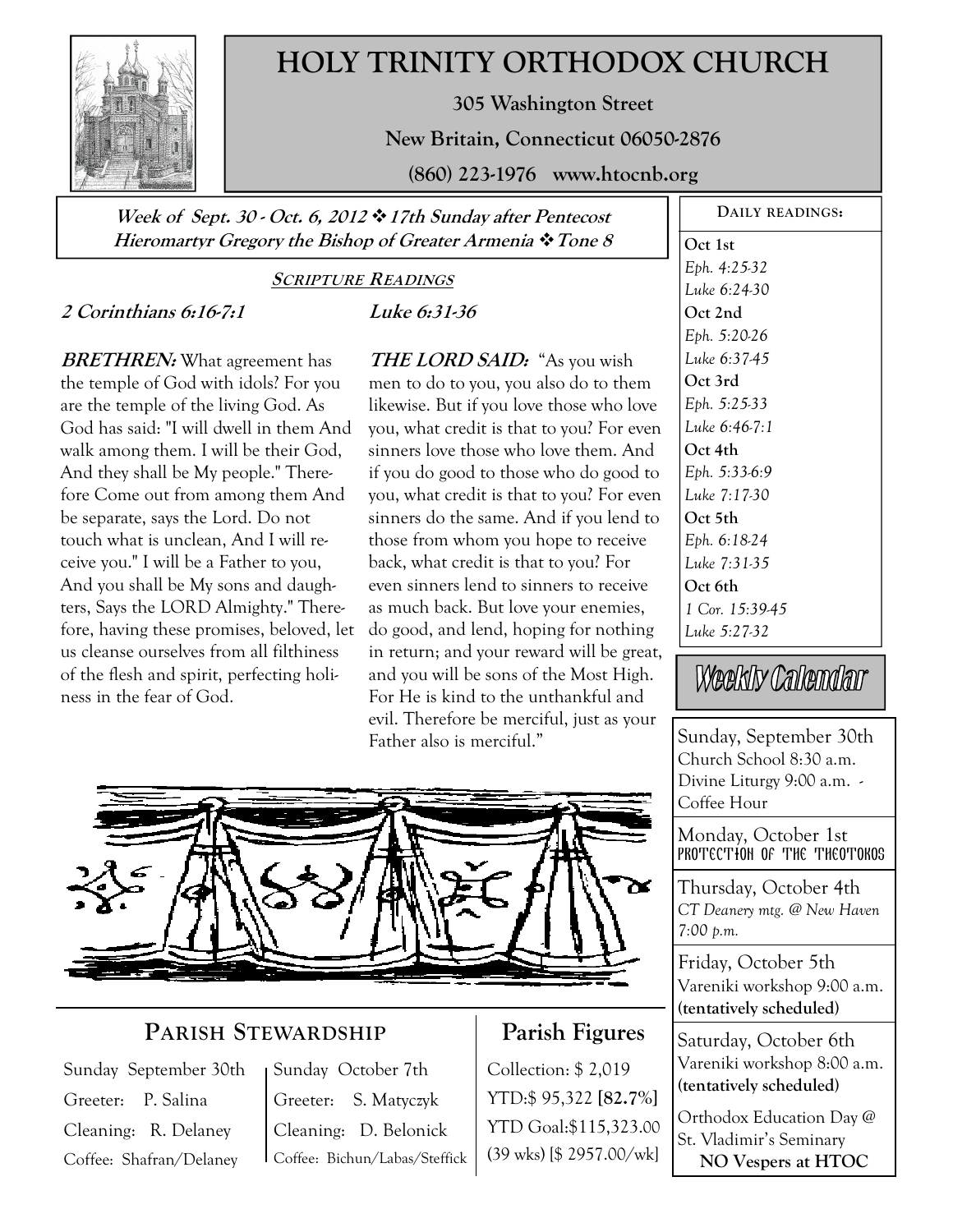# HOLY TRINITY ORTHODOX CHURCH

**305 Washington Street**

**New Britain, Connecticut 06050-2876**

**(860) 223-1976 www.htocnb.org**

***Week of Sept. 30 - Oct. 6, 2012 ❖ 17th Sunday after Pentecost***
***Hieromartyr Gregory the Bishop of Greater Armenia ❖ Tone 8***

## SCRIPTURE READINGS

### *2 Corinthians 6:16-7:1*

***BRETHREN:*** What agreement has the temple of God with idols? For you are the temple of the living God. As God has said: "I will dwell in them And walk among them. I will be their God, And they shall be My people." Therefore Come out from among them And be separate, says the Lord. Do not touch what is unclean, And I will receive you." I will be a Father to you, And you shall be My sons and daughters, Says the LORD Almighty." Therefore, having these promises, beloved, let us cleanse ourselves from all filthiness of the flesh and spirit, perfecting holiness in the fear of God.

### *Luke 6:31-36*

***THE LORD SAID:*** "As you wish men to do to you, you also do to them likewise. But if you love those who love you, what credit is that to you? For even sinners love those who love them. And if you do good to those who do good to you, what credit is that to you? For even sinners do the same. And if you lend to those from whom you hope to receive back, what credit is that to you? For even sinners lend to sinners to receive as much back. But love your enemies, do good, and lend, hoping for nothing in return; and your reward will be great, and you will be sons of the Most High. For He is kind to the unthankful and evil. Therefore be merciful, just as your Father also is merciful."

## PARISH STEWARDSHIP

| Sunday September 30th | Sunday October 7th |
|---|---|
| Greeter: P. Salina | Greeter: S. Matyczyk |
| Cleaning: R. Delaney | Cleaning: D. Belonick |
| Coffee: Shafran/Delaney | Coffee: Bichun/Labas/Steffick |

## Parish Figures

Collection: $ 2,019
YTD:$ 95,322 [**82.7%**]
YTD Goal:$115,323.00
(39 wks) [$ 2957.00/wk]

## DAILY READINGS:

**Oct 1st**
*Eph. 4:25-32*
*Luke 6:24-30*

**Oct 2nd**
*Eph. 5:20-26*
*Luke 6:37-45*

**Oct 3rd**
*Eph. 5:25-33*
*Luke 6:46-7:1*

**Oct 4th**
*Eph. 5:33-6:9*
*Luke 7:17-30*

**Oct 5th**
*Eph. 6:18-24*
*Luke 7:31-35*

**Oct 6th**
*1 Cor. 15:39-45*
*Luke 5:27-32*

## Weekly Calendar

Sunday, September 30th
Church School 8:30 a.m.
Divine Liturgy 9:00 a.m. - Coffee Hour

Monday, October 1st
PROTECTION OF THE THEOTOKOS

Thursday, October 4th
*CT Deanery mtg. @ New Haven 7:00 p.m.*

Friday, October 5th
Vareniki workshop 9:00 a.m.
**(tentatively scheduled)**

Saturday, October 6th
Vareniki workshop 8:00 a.m.
**(tentatively scheduled)**

Orthodox Education Day @ St. Vladimir's Seminary
**NO Vespers at HTOC**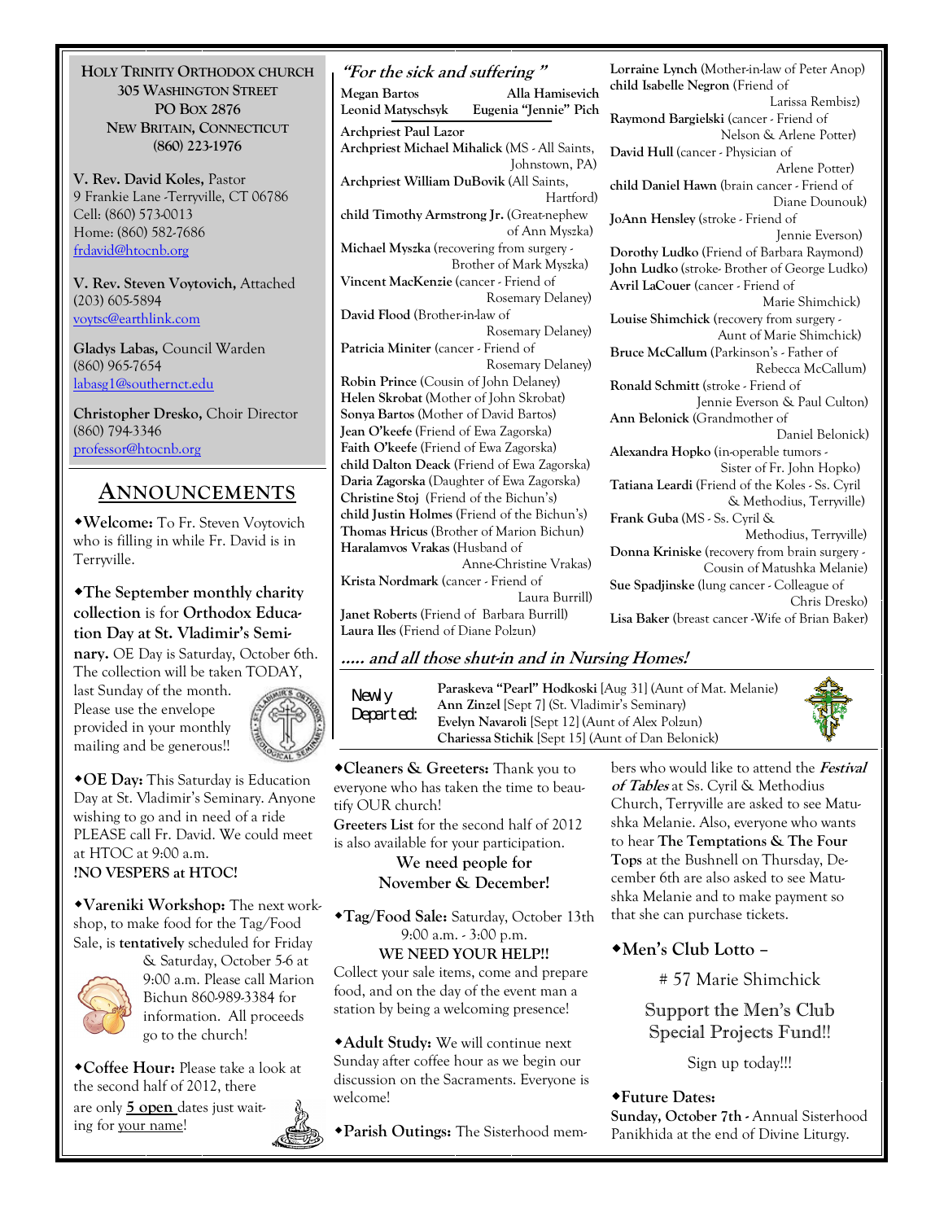**HOLY TRINITY ORTHODOX CHURCH**
**305 WASHINGTON STREET**
**PO BOX 2876**
**NEW BRITAIN, CONNECTICUT**
**(860) 223-1976**

**V. Rev. David Koles,** Pastor
9 Frankie Lane -Terryville, CT 06786
Cell: (860) 573-0013
Home: (860) 582-7686
frdavid@htocnb.org

**V. Rev. Steven Voytovich,** Attached
(203) 605-5894
voytsc@earthlink.com

**Gladys Labas,** Council Warden
(860) 965-7654
labasg1@southernct.edu

**Christopher Dresko,** Choir Director
(860) 794-3346
professor@htocnb.org

## ANNOUNCEMENTS

◆**Welcome:** To Fr. Steven Voytovich who is filling in while Fr. David is in Terryville.

◆**The September monthly charity collection** is for **Orthodox Education Day at St. Vladimir's Seminary.** OE Day is Saturday, October 6th. The collection will be taken TODAY, last Sunday of the month. Please use the envelope provided in your monthly mailing and be generous!!

◆**OE Day:** This Saturday is Education Day at St. Vladimir's Seminary. Anyone wishing to go and in need of a ride PLEASE call Fr. David. We could meet at HTOC at 9:00 a.m.
**!NO VESPERS at HTOC!**

◆**Vareniki Workshop:** The next workshop, to make food for the Tag/Food Sale, is **tentatively** scheduled for Friday & Saturday, October 5-6 at 9:00 a.m. Please call Marion Bichun 860-989-3384 for information. All proceeds go to the church!

◆**Coffee Hour:** Please take a look at the second half of 2012, there are only **5 open** dates just waiting for your name!

## *"For the sick and suffering"*

**Megan Bartos**
**Alla Hamisevich**
**Leonid Matyschsyk**
**Eugenia "Jennie" Pich**
**Archpriest Paul Lazor**
**Archpriest Michael Mihalick** (MS - All Saints, Johnstown, PA)
**Archpriest William DuBovik** (All Saints, Hartford)
**child Timothy Armstrong Jr.** (Great-nephew of Ann Myszka)
**Michael Myszka** (recovering from surgery - Brother of Mark Myszka)
**Vincent MacKenzie** (cancer - Friend of Rosemary Delaney)
**David Flood** (Brother-in-law of Rosemary Delaney)
**Patricia Miniter** (cancer - Friend of Rosemary Delaney)
**Robin Prince** (Cousin of John Delaney)
**Helen Skrobat** (Mother of John Skrobat)
**Sonya Bartos** (Mother of David Bartos)
**Jean O'keefe** (Friend of Ewa Zagorska)
**Faith O'keefe** (Friend of Ewa Zagorska)
**child Dalton Deack** (Friend of Ewa Zagorska)
**Daria Zagorska** (Daughter of Ewa Zagorska)
**Christine Stoj** (Friend of the Bichun's)
**child Justin Holmes** (Friend of the Bichun's)
**Thomas Hricus** (Brother of Marion Bichun)
**Haralamvos Vrakas** (Husband of Anne-Christine Vrakas)
**Krista Nordmark** (cancer - Friend of Laura Burrill)
**Janet Roberts** (Friend of Barbara Burrill)
**Laura Iles** (Friend of Diane Polzun)
**Lorraine Lynch** (Mother-in-law of Peter Anop)
**child Isabelle Negron** (Friend of Larissa Rembisz)
**Raymond Bargielski** (cancer - Friend of Nelson & Arlene Potter)
**David Hull** (cancer - Physician of Arlene Potter)
**child Daniel Hawn** (brain cancer - Friend of Diane Dounouk)
**JoAnn Hensley** (stroke - Friend of Jennie Everson)
**Dorothy Ludko** (Friend of Barbara Raymond)
**John Ludko** (stroke- Brother of George Ludko)
**Avril LaCouer** (cancer - Friend of Marie Shimchick)
**Louise Shimchick** (recovery from surgery - Aunt of Marie Shimchick)
**Bruce McCallum** (Parkinson's - Father of Rebecca McCallum)
**Ronald Schmitt** (stroke - Friend of Jennie Everson & Paul Culton)
**Ann Belonick** (Grandmother of Daniel Belonick)
**Alexandra Hopko** (in-operable tumors - Sister of Fr. John Hopko)
**Tatiana Leardi** (Friend of the Koles - Ss. Cyril & Methodius, Terryville)
**Frank Guba** (MS - Ss. Cyril & Methodius, Terryville)
**Donna Kriniske** (recovery from brain surgery - Cousin of Matushka Melanie)
**Sue Spadjinske** (lung cancer - Colleague of Chris Dresko)
**Lisa Baker** (breast cancer -Wife of Brian Baker)

*..... and all those shut-in and in Nursing Homes!*

**Newly Departed:**
**Paraskeva "Pearl" Hodkoski** [Aug 31] (Aunt of Mat. Melanie)
**Ann Zinzel** [Sept 7] (St. Vladimir's Seminary)
**Evelyn Navaroli** [Sept 12] (Aunt of Alex Polzun)
**Chariessa Stichik** [Sept 15] (Aunt of Dan Belonick)

◆**Cleaners & Greeters:** Thank you to everyone who has taken the time to beautify OUR church!
**Greeters List** for the second half of 2012 is also available for your participation.
**We need people for November & December!**

◆**Tag/Food Sale:** Saturday, October 13th 9:00 a.m. - 3:00 p.m.
**WE NEED YOUR HELP!!**
Collect your sale items, come and prepare food, and on the day of the event man a station by being a welcoming presence!

◆**Adult Study:** We will continue next Sunday after coffee hour as we begin our discussion on the Sacraments. Everyone is welcome!

◆**Parish Outings:** The Sisterhood members who would like to attend the ***Festival of Tables*** at Ss. Cyril & Methodius Church, Terryville are asked to see Matushka Melanie. Also, everyone who wants to hear **The Temptations & The Four Tops** at the Bushnell on Thursday, December 6th are also asked to see Matushka Melanie and to make payment so that she can purchase tickets.

◆**Men's Club Lotto –**

\# 57 Marie Shimchick

Support the Men's Club Special Projects Fund!!

Sign up today!!!

◆**Future Dates:**
**Sunday, October 7th -** Annual Sisterhood Panikhida at the end of Divine Liturgy.